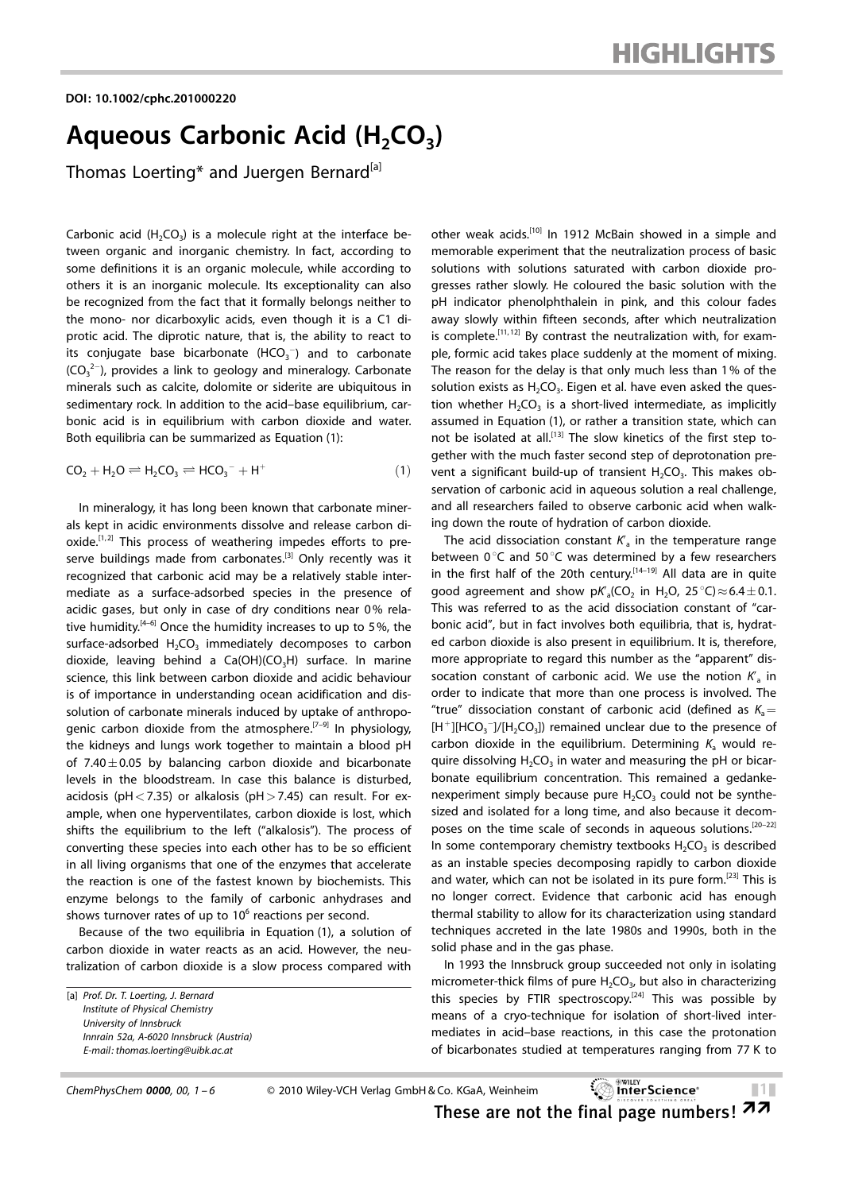DOI: 10.1002/cphc.201000220

# Aqueous Carbonic Acid ($H_2CO_3$)

Thomas Loerting* and Juergen Bernard[a]

Carbonic acid ($H_2CO_3$) is a molecule right at the interface between organic and inorganic chemistry. In fact, according to some definitions it is an organic molecule, while according to others it is an inorganic molecule. Its exceptionality can also be recognized from the fact that it formally belongs neither to the mono- nor dicarboxylic acids, even though it is a C1 diprotic acid. The diprotic nature, that is, the ability to react to its conjugate base bicarbonate ($HCO_3^-$) and to carbonate ($CO_3^{2-}$), provides a link to geology and mineralogy. Carbonate minerals such as calcite, dolomite or siderite are ubiquitous in sedimentary rock. In addition to the acid–base equilibrium, carbonic acid is in equilibrium with carbon dioxide and water. Both equilibria can be summarized as Equation (1):

$$CO_2 + H_2O \rightleftharpoons H_2CO_3 \rightleftharpoons HCO_3^- + H^+ \tag{1}$$

In mineralogy, it has long been known that carbonate minerals kept in acidic environments dissolve and release carbon dioxide.[1,2] This process of weathering impedes efforts to preserve buildings made from carbonates.[3] Only recently was it recognized that carbonic acid may be a relatively stable intermediate as a surface-adsorbed species in the presence of acidic gases, but only in case of dry conditions near 0% relative humidity.[4–6] Once the humidity increases to up to 5%, the surface-adsorbed $H_2CO_3$ immediately decomposes to carbon dioxide, leaving behind a $Ca(OH)(CO_3H)$ surface. In marine science, this link between carbon dioxide and acidic behaviour is of importance in understanding ocean acidification and dissolution of carbonate minerals induced by uptake of anthropogenic carbon dioxide from the atmosphere.[7–9] In physiology, the kidneys and lungs work together to maintain a blood pH of $7.40 \pm 0.05$ by balancing carbon dioxide and bicarbonate levels in the bloodstream. In case this balance is disturbed, acidosis (pH < 7.35) or alkalosis (pH > 7.45) can result. For example, when one hyperventilates, carbon dioxide is lost, which shifts the equilibrium to the left ("alkalosis"). The process of converting these species into each other has to be so efficient in all living organisms that one of the enzymes that accelerate the reaction is one of the fastest known by biochemists. This enzyme belongs to the family of carbonic anhydrases and shows turnover rates of up to $10^6$ reactions per second.

Because of the two equilibria in Equation (1), a solution of carbon dioxide in water reacts as an acid. However, the neutralization of carbon dioxide is a slow process compared with other weak acids.[10] In 1912 McBain showed in a simple and memorable experiment that the neutralization process of basic solutions with solutions saturated with carbon dioxide progresses rather slowly. He coloured the basic solution with the pH indicator phenolphthalein in pink, and this colour fades away slowly within fifteen seconds, after which neutralization is complete.[11,12] By contrast the neutralization with, for example, formic acid takes place suddenly at the moment of mixing. The reason for the delay is that only much less than 1% of the solution exists as $H_2CO_3$. Eigen et al. have even asked the question whether $H_2CO_3$ is a short-lived intermediate, as implicitly assumed in Equation (1), or rather a transition state, which can not be isolated at all.[13] The slow kinetics of the first step together with the much faster second step of deprotonation prevent a significant build-up of transient $H_2CO_3$. This makes observation of carbonic acid in aqueous solution a real challenge, and all researchers failed to observe carbonic acid when walking down the route of hydration of carbon dioxide.

The acid dissociation constant $K'_a$ in the temperature range between 0°C and 50°C was determined by a few researchers in the first half of the 20th century.[14–19] All data are in quite good agreement and show $pK'_a(CO_2 \text{ in } H_2O, 25°C) \approx 6.4 \pm 0.1$. This was referred to as the acid dissociation constant of "carbonic acid", but in fact involves both equilibria, that is, hydrated carbon dioxide is also present in equilibrium. It is, therefore, more appropriate to regard this number as the "apparent" dissocation constant of carbonic acid. We use the notion $K'_a$ in order to indicate that more than one process is involved. The "true" dissociation constant of carbonic acid (defined as $K_a = [H^+][HCO_3^-]/[H_2CO_3]$) remained unclear due to the presence of carbon dioxide in the equilibrium. Determining $K_a$ would require dissolving $H_2CO_3$ in water and measuring the pH or bicarbonate equilibrium concentration. This remained a gedankenexperiment simply because pure $H_2CO_3$ could not be synthesized and isolated for a long time, and also because it decomposes on the time scale of seconds in aqueous solutions.[20–22] In some contemporary chemistry textbooks $H_2CO_3$ is described as an instable species decomposing rapidly to carbon dioxide and water, which can not be isolated in its pure form.[23] This is no longer correct. Evidence that carbonic acid has enough thermal stability to allow for its characterization using standard techniques accreted in the late 1980s and 1990s, both in the solid phase and in the gas phase.

In 1993 the Innsbruck group succeeded not only in isolating micrometer-thick films of pure $H_2CO_3$, but also in characterizing this species by FTIR spectroscopy.[24] This was possible by means of a cryo-technique for isolation of short-lived intermediates in acid–base reactions, in this case the protonation of bicarbonates studied at temperatures ranging from 77 K to

[a] Prof. Dr. T. Loerting, J. Bernard
Institute of Physical Chemistry
University of Innsbruck
Innrain 52a, A-6020 Innsbruck (Austria)
E-mail: thomas.loerting@uibk.ac.at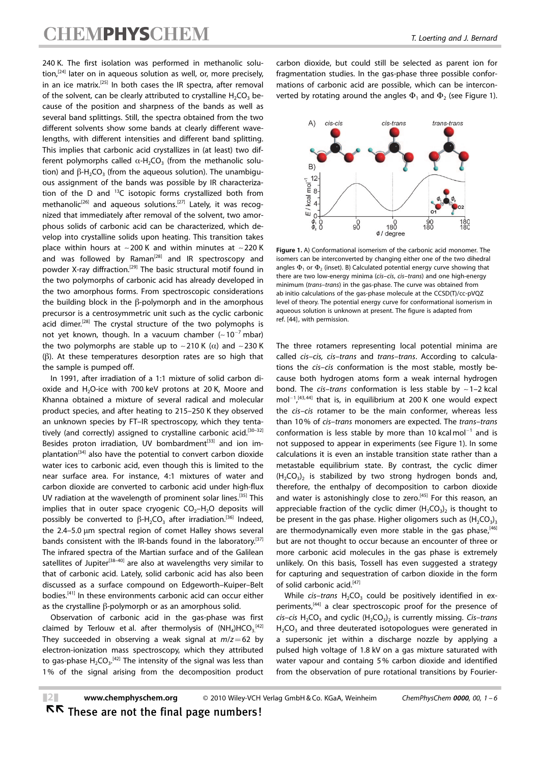240 K. The first isolation was performed in methanolic solution,[24] later on in aqueous solution as well, or, more precisely, in an ice matrix.[25] In both cases the IR spectra, after removal of the solvent, can be clearly attributed to crystalline $H_2CO_3$ because of the position and sharpness of the bands as well as several band splittings. Still, the spectra obtained from the two different solvents show some bands at clearly different wavelengths, with different intensities and different band splitting. This implies that carbonic acid crystallizes in (at least) two different polymorphs called $\alpha$-$H_2CO_3$ (from the methanolic solution) and $\beta$-$H_2CO_3$ (from the aqueous solution). The unambiguous assignment of the bands was possible by IR characterization of the D and $^{13}C$ isotopic forms crystallized both from methanolic[26] and aqueous solutions.[27] Lately, it was recognized that immediately after removal of the solvent, two amorphous solids of carbonic acid can be characterized, which develop into crystalline solids upon heating. This transition takes place within hours at ~200 K and within minutes at ~220 K and was followed by Raman[28] and IR spectroscopy and powder X-ray diffraction.[29] The basic structural motif found in the two polymorphs of carbonic acid has already developed in the two amorphous forms. From spectroscopic considerations the building block in the $\beta$-polymorph and in the amorphous precursor is a centrosymmetric unit such as the cyclic carbonic acid dimer.[28] The crystal structure of the two polymorphs is not yet known, though. In a vacuum chamber ($\sim 10^{-7}$ mbar) the two polymorphs are stable up to ~210 K ($\alpha$) and ~230 K ($\beta$). At these temperatures desorption rates are so high that the sample is pumped off.

In 1991, after irradiation of a 1:1 mixture of solid carbon dioxide and $H_2O$-ice with 700 keV protons at 20 K, Moore and Khanna obtained a mixture of several radical and molecular product species, and after heating to 215–250 K they observed an unknown species by FT–IR spectroscopy, which they tentatively (and correctly) assigned to crystalline carbonic acid.[30–32] Besides proton irradiation, UV bombardment[33] and ion implantation[34] also have the potential to convert carbon dioxide water ices to carbonic acid, even though this is limited to the near surface area. For instance, 4:1 mixtures of water and carbon dioxide are converted to carbonic acid under high-flux UV radiation at the wavelength of prominent solar lines.[35] This implies that in outer space cryogenic $CO_2$–$H_2O$ deposits will possibly be converted to $\beta$-$H_2CO_3$ after irradiation.[36] Indeed, the 2.4–5.0 μm spectral region of comet Halley shows several bands consistent with the IR-bands found in the laboratory.[37] The infrared spectra of the Martian surface and of the Galilean satellites of Jupiter[38–40] are also at wavelengths very similar to that of carbonic acid. Lately, solid carbonic acid has also been discussed as a surface compound on Edgeworth–Kuiper–Belt bodies.[41] In these environments carbonic acid can occur either as the crystalline $\beta$-polymorph or as an amorphous solid.

Observation of carbonic acid in the gas-phase was first claimed by Terlouw et al. after thermolysis of $(NH_4)HCO_3$.[42] They succeeded in observing a weak signal at $m/z = 62$ by electron-ionization mass spectroscopy, which they attributed to gas-phase $H_2CO_3$.[42] The intensity of the signal was less than 1% of the signal arising from the decomposition product carbon dioxide, but could still be selected as parent ion for fragmentation studies. In the gas-phase three possible conformations of carbonic acid are possible, which can be interconverted by rotating around the angles $\Phi_1$ and $\Phi_2$ (see Figure 1).

**Figure 1.** A) Conformational isomerism of the carbonic acid monomer. The isomers can be interconverted by changing either one of the two dihedral angles $\Phi_1$ or $\Phi_2$ (inset). B) Calculated potential energy curve showing that there are two low-energy minima (*cis–cis*, *cis–trans*) and one high-energy minimum (*trans–trans*) in the gas-phase. The curve was obtained from ab initio calculations of the gas-phase molecule at the CCSD(T)/cc-pVQZ level of theory. The potential energy curve for conformational isomerism in aqueous solution is unknown at present. The figure is adapted from ref. [44], with permission.

The three rotamers representing local potential minima are called *cis–cis*, *cis–trans* and *trans–trans*. According to calculations the *cis–cis* conformation is the most stable, mostly because both hydrogen atoms form a weak internal hydrogen bond. The *cis–trans* conformation is less stable by ~1–2 kcal $mol^{-1}$,[43,44] that is, in equilibrium at 200 K one would expect the *cis–cis* rotamer to be the main conformer, whereas less than 10% of *cis–trans* monomers are expected. The *trans–trans* conformation is less stable by more than 10 kcal $mol^{-1}$ and is not supposed to appear in experiments (see Figure 1). In some calculations it is even an instable transition state rather than a metastable equilibrium state. By contrast, the cyclic dimer $(H_2CO_3)_2$ is stabilized by two strong hydrogen bonds and, therefore, the enthalpy of decomposition to carbon dioxide and water is astonishingly close to zero.[45] For this reason, an appreciable fraction of the cyclic dimer $(H_2CO_3)_2$ is thought to be present in the gas phase. Higher oligomers such as $(H_2CO_3)_3$ are thermodynamically even more stable in the gas phase,[46] but are not thought to occur because an encounter of three or more carbonic acid molecules in the gas phase is extremely unlikely. On this basis, Tossell has even suggested a strategy for capturing and sequestration of carbon dioxide in the form of solid carbonic acid.[47]

While *cis–trans* $H_2CO_3$ could be positively identified in experiments,[44] a clear spectroscopic proof for the presence of *cis–cis* $H_2CO_3$ and cyclic $(H_2CO_3)_2$ is currently missing. *Cis–trans* $H_2CO_3$ and three deuterated isotopologues were generated in a supersonic jet within a discharge nozzle by applying a pulsed high voltage of 1.8 kV on a gas mixture saturated with water vapour and containg 5% carbon dioxide and identified from the observation of pure rotational transitions by Fourier-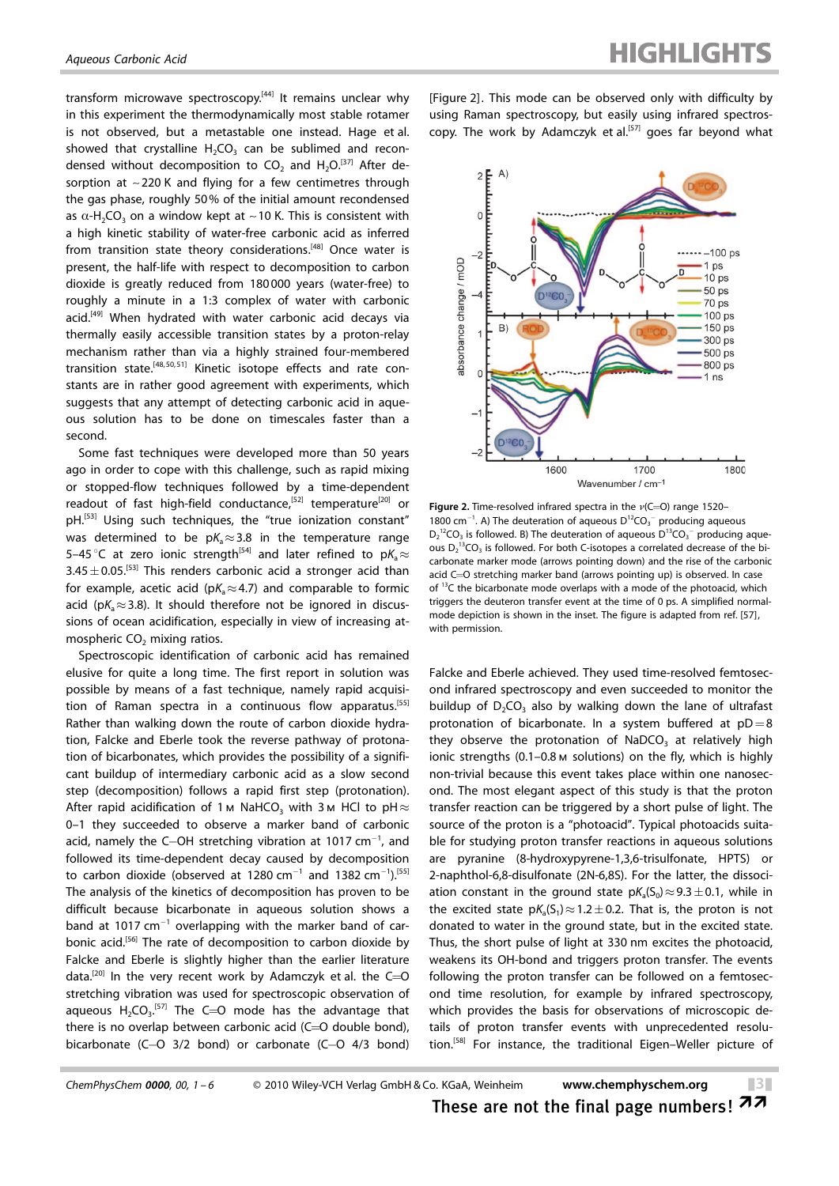transform microwave spectroscopy.[44] It remains unclear why in this experiment the thermodynamically most stable rotamer is not observed, but a metastable one instead. Hage et al. showed that crystalline $H_2CO_3$ can be sublimed and recondensed without decomposition to $CO_2$ and $H_2O$.[37] After desorption at ~220 K and flying for a few centimetres through the gas phase, roughly 50% of the initial amount recondensed as α-$H_2CO_3$ on a window kept at ~10 K. This is consistent with a high kinetic stability of water-free carbonic acid as inferred from transition state theory considerations.[48] Once water is present, the half-life with respect to decomposition to carbon dioxide is greatly reduced from 180 000 years (water-free) to roughly a minute in a 1:3 complex of water with carbonic acid.[49] When hydrated with water carbonic acid decays via thermally easily accessible transition states by a proton-relay mechanism rather than via a highly strained four-membered transition state.[48,50,51] Kinetic isotope effects and rate constants are in rather good agreement with experiments, which suggests that any attempt of detecting carbonic acid in aqueous solution has to be done on timescales faster than a second.

Some fast techniques were developed more than 50 years ago in order to cope with this challenge, such as rapid mixing or stopped-flow techniques followed by a time-dependent readout of fast high-field conductance,[52] temperature[20] or pH.[53] Using such techniques, the "true ionization constant" was determined to be $pK_a \approx 3.8$ in the temperature range 5–45 °C at zero ionic strength[54] and later refined to $pK_a \approx 3.45 \pm 0.05$.[53] This renders carbonic acid a stronger acid than for example, acetic acid ($pK_a \approx 4.7$) and comparable to formic acid ($pK_a \approx 3.8$). It should therefore not be ignored in discussions of ocean acidification, especially in view of increasing atmospheric $CO_2$ mixing ratios.

Spectroscopic identification of carbonic acid has remained elusive for quite a long time. The first report in solution was possible by means of a fast technique, namely rapid acquisition of Raman spectra in a continuous flow apparatus.[55] Rather than walking down the route of carbon dioxide hydration, Falcke and Eberle took the reverse pathway of protonation of bicarbonates, which provides the possibility of a significant buildup of intermediary carbonic acid as a slow second step (decomposition) follows a rapid first step (protonation). After rapid acidification of 1 M $NaHCO_3$ with 3 M HCl to pH ≈ 0–1 they succeeded to observe a marker band of carbonic acid, namely the C–OH stretching vibration at 1017 cm$^{-1}$, and followed its time-dependent decay caused by decomposition to carbon dioxide (observed at 1280 cm$^{-1}$ and 1382 cm$^{-1}$).[55] The analysis of the kinetics of decomposition has proven to be difficult because bicarbonate in aqueous solution shows a band at 1017 cm$^{-1}$ overlapping with the marker band of carbonic acid.[56] The rate of decomposition to carbon dioxide by Falcke and Eberle is slightly higher than the earlier literature data.[20] In the very recent work by Adamczyk et al. the C=O stretching vibration was used for spectroscopic observation of aqueous $H_2CO_3$.[57] The C=O mode has the advantage that there is no overlap between carbonic acid (C=O double bond), bicarbonate (C–O 3/2 bond) or carbonate (C–O 4/3 bond) [Figure 2]. This mode can be observed only with difficulty by using Raman spectroscopy, but easily using infrared spectroscopy. The work by Adamczyk et al.[57] goes far beyond what Falcke and Eberle achieved. They used time-resolved femtosecond infrared spectroscopy and even succeeded to monitor the buildup of $D_2CO_3$ also by walking down the lane of ultrafast protonation of bicarbonate. In a system buffered at pD = 8 they observe the protonation of $NaDCO_3$ at relatively high ionic strengths (0.1–0.8 M solutions) on the fly, which is highly non-trivial because this event takes place within one nanosecond. The most elegant aspect of this study is that the proton transfer reaction can be triggered by a short pulse of light. The source of the proton is a "photoacid". Typical photoacids suitable for studying proton transfer reactions in aqueous solutions are pyranine (8-hydroxypyrene-1,3,6-trisulfonate, HPTS) or 2-naphthol-6,8-disulfonate (2N-6,8S). For the latter, the dissociation constant in the ground state $pK_a(S_0) \approx 9.3 \pm 0.1$, while in the excited state $pK_a(S_1) \approx 1.2 \pm 0.2$. That is, the proton is not donated to water in the ground state, but in the excited state. Thus, the short pulse of light at 330 nm excites the photoacid, weakens its OH-bond and triggers proton transfer. The events following the proton transfer can be followed on a femtosecond time resolution, for example by infrared spectroscopy, which provides the basis for observations of microscopic details of proton transfer events with unprecedented resolution.[58] For instance, the traditional Eigen–Weller picture of

**Figure 2.** Time-resolved infrared spectra in the ν(C=O) range 1520–1800 cm$^{-1}$. A) The deuteration of aqueous $D^{12}CO_3^-$ producing aqueous $D_2^{12}CO_3$ is followed. B) The deuteration of aqueous $D^{13}CO_3^-$ producing aqueous $D_2^{13}CO_3$ is followed. For both C-isotopes a correlated decrease of the bicarbonate marker mode (arrows pointing down) and the rise of the carbonic acid C=O stretching marker band (arrows pointing up) is observed. In case of $^{13}C$ the bicarbonate mode overlaps with a mode of the photoacid, which triggers the deuteron transfer event at the time of 0 ps. A simplified normal-mode depiction is shown in the inset. The figure is adapted from ref. [57], with permission.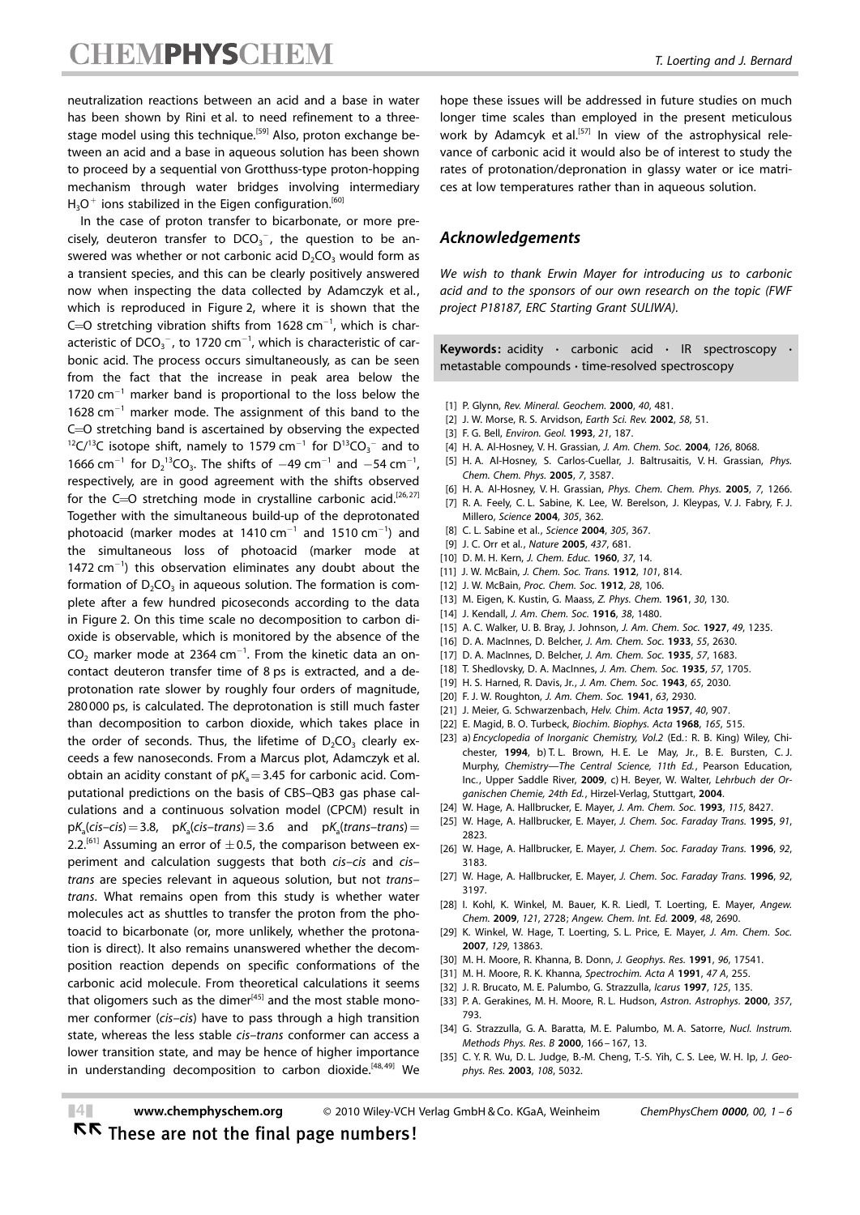neutralization reactions between an acid and a base in water has been shown by Rini et al. to need refinement to a three-stage model using this technique.[59] Also, proton exchange between an acid and a base in aqueous solution has been shown to proceed by a sequential von Grotthuss-type proton-hopping mechanism through water bridges involving intermediary $H_3O^+$ ions stabilized in the Eigen configuration.[60]

In the case of proton transfer to bicarbonate, or more precisely, deuteron transfer to $DCO_3^-$, the question to be answered was whether or not carbonic acid $D_2CO_3$ would form as a transient species, and this can be clearly positively answered now when inspecting the data collected by Adamczyk et al., which is reproduced in Figure 2, where it is shown that the C=O stretching vibration shifts from 1628 $cm^{-1}$, which is characteristic of $DCO_3^-$, to 1720 $cm^{-1}$, which is characteristic of carbonic acid. The process occurs simultaneously, as can be seen from the fact that the increase in peak area below the 1720 $cm^{-1}$ marker band is proportional to the loss below the 1628 $cm^{-1}$ marker mode. The assignment of this band to the C=O stretching band is ascertained by observing the expected $^{12}C/^{13}C$ isotope shift, namely to 1579 $cm^{-1}$ for $D^{13}CO_3^-$ and to 1666 $cm^{-1}$ for $D_2{}^{13}CO_3$. The shifts of $-49$ $cm^{-1}$ and $-54$ $cm^{-1}$, respectively, are in good agreement with the shifts observed for the C=O stretching mode in crystalline carbonic acid.[26,27] Together with the simultaneous build-up of the deprotonated photoacid (marker modes at 1410 $cm^{-1}$ and 1510 $cm^{-1}$) and the simultaneous loss of photoacid (marker mode at 1472 $cm^{-1}$) this observation eliminates any doubt about the formation of $D_2CO_3$ in aqueous solution. The formation is complete after a few hundred picoseconds according to the data in Figure 2. On this time scale no decomposition to carbon dioxide is observable, which is monitored by the absence of the $CO_2$ marker mode at 2364 $cm^{-1}$. From the kinetic data an on-contact deuteron transfer time of 8 ps is extracted, and a deprotonation rate slower by roughly four orders of magnitude, 280 000 ps, is calculated. The deprotonation is still much faster than decomposition to carbon dioxide, which takes place in the order of seconds. Thus, the lifetime of $D_2CO_3$ clearly exceeds a few nanoseconds. From a Marcus plot, Adamczyk et al. obtain an acidity constant of $pK_a = 3.45$ for carbonic acid. Computational predictions on the basis of CBS–QB3 gas phase calculations and a continuous solvation model (CPCM) result in $pK_a(cis\text{–}cis) = 3.8$, $pK_a(cis\text{–}trans) = 3.6$ and $pK_a(trans\text{–}trans) = 2.2$.[61] Assuming an error of $\pm 0.5$, the comparison between experiment and calculation suggests that both *cis–cis* and *cis–trans* are species relevant in aqueous solution, but not *trans–trans*. What remains open from this study is whether water molecules act as shuttles to transfer the proton from the photoacid to bicarbonate (or, more unlikely, whether the protonation is direct). It also remains unanswered whether the decomposition reaction depends on specific conformations of the carbonic acid molecule. From theoretical calculations it seems that oligomers such as the dimer[45] and the most stable monomer conformer (*cis–cis*) have to pass through a high transition state, whereas the less stable *cis–trans* conformer can access a lower transition state, and may be hence of higher importance in understanding decomposition to carbon dioxide.[48,49] We hope these issues will be addressed in future studies on much longer time scales than employed in the present meticulous work by Adamcyk et al.[57] In view of the astrophysical relevance of carbonic acid it would also be of interest to study the rates of protonation/depronation in glassy water or ice matrices at low temperatures rather than in aqueous solution.

## Acknowledgements

*We wish to thank Erwin Mayer for introducing us to carbonic acid and to the sponsors of our own research on the topic (FWF project P18187, ERC Starting Grant SULIWA).*

**Keywords:** acidity · carbonic acid · IR spectroscopy · metastable compounds · time-resolved spectroscopy

[1] P. Glynn, *Rev. Mineral. Geochem.* **2000**, *40*, 481.
[2] J. W. Morse, R. S. Arvidson, *Earth Sci. Rev.* **2002**, *58*, 51.
[3] F. G. Bell, *Environ. Geol.* **1993**, *21*, 187.
[4] H. A. Al-Hosney, V. H. Grassian, *J. Am. Chem. Soc.* **2004**, *126*, 8068.
[5] H. A. Al-Hosney, S. Carlos-Cuellar, J. Baltrusaitis, V. H. Grassian, *Phys. Chem. Chem. Phys.* **2005**, *7*, 3587.
[6] H. A. Al-Hosney, V. H. Grassian, *Phys. Chem. Chem. Phys.* **2005**, *7*, 1266.
[7] R. A. Feely, C. L. Sabine, K. Lee, W. Berelson, J. Kleypas, V. J. Fabry, F. J. Millero, *Science* **2004**, *305*, 362.
[8] C. L. Sabine et al., *Science* **2004**, *305*, 367.
[9] J. C. Orr et al., *Nature* **2005**, *437*, 681.
[10] D. M. H. Kern, *J. Chem. Educ.* **1960**, *37*, 14.
[11] J. W. McBain, *J. Chem. Soc. Trans.* **1912**, *101*, 814.
[12] J. W. McBain, *Proc. Chem. Soc.* **1912**, *28*, 106.
[13] M. Eigen, K. Kustin, G. Maass, *Z. Phys. Chem.* **1961**, *30*, 130.
[14] J. Kendall, *J. Am. Chem. Soc.* **1916**, *38*, 1480.
[15] A. C. Walker, U. B. Bray, J. Johnson, *J. Am. Chem. Soc.* **1927**, *49*, 1235.
[16] D. A. MacInnes, D. Belcher, *J. Am. Chem. Soc.* **1933**, *55*, 2630.
[17] D. A. MacInnes, D. Belcher, *J. Am. Chem. Soc.* **1935**, *57*, 1683.
[18] T. Shedlovsky, D. A. MacInnes, *J. Am. Chem. Soc.* **1935**, *57*, 1705.
[19] H. S. Harned, R. Davis, Jr., *J. Am. Chem. Soc.* **1943**, *65*, 2030.
[20] F. J. W. Roughton, *J. Am. Chem. Soc.* **1941**, *63*, 2930.
[21] J. Meier, G. Schwarzenbach, *Helv. Chim. Acta* **1957**, *40*, 907.
[22] E. Magid, B. O. Turbeck, *Biochim. Biophys. Acta* **1968**, *165*, 515.
[23] a) *Encyclopedia of Inorganic Chemistry, Vol.2* (Ed.: R. B. King) Wiley, Chichester, **1994**, b) T. L. Brown, H. E. Le May, Jr., B. E. Bursten, C. J. Murphy, *Chemistry—The Central Science, 11th Ed.*, Pearson Education, Inc., Upper Saddle River, **2009**, c) H. Beyer, W. Walter, *Lehrbuch der Organischen Chemie, 24th Ed.*, Hirzel-Verlag, Stuttgart, **2004**.
[24] W. Hage, A. Hallbrucker, E. Mayer, *J. Am. Chem. Soc.* **1993**, *115*, 8427.
[25] W. Hage, A. Hallbrucker, E. Mayer, *J. Chem. Soc. Faraday Trans.* **1995**, *91*, 2823.
[26] W. Hage, A. Hallbrucker, E. Mayer, *J. Chem. Soc. Faraday Trans.* **1996**, *92*, 3183.
[27] W. Hage, A. Hallbrucker, E. Mayer, *J. Chem. Soc. Faraday Trans.* **1996**, *92*, 3197.
[28] I. Kohl, K. Winkel, M. Bauer, K. R. Liedl, T. Loerting, E. Mayer, *Angew. Chem.* **2009**, *121*, 2728; *Angew. Chem. Int. Ed.* **2009**, *48*, 2690.
[29] K. Winkel, W. Hage, T. Loerting, S. L. Price, E. Mayer, *J. Am. Chem. Soc.* **2007**, *129*, 13863.
[30] M. H. Moore, R. Khanna, B. Donn, *J. Geophys. Res.* **1991**, *96*, 17541.
[31] M. H. Moore, R. K. Khanna, *Spectrochim. Acta A* **1991**, *47 A*, 255.
[32] J. R. Brucato, M. E. Palumbo, G. Strazzulla, *Icarus* **1997**, *125*, 135.
[33] P. A. Gerakines, M. H. Moore, R. L. Hudson, *Astron. Astrophys.* **2000**, *357*, 793.
[34] G. Strazzulla, G. A. Baratta, M. E. Palumbo, M. A. Satorre, *Nucl. Instrum. Methods Phys. Res. B* **2000**, 166–167, 13.
[35] C. Y. R. Wu, D. L. Judge, B.-M. Cheng, T.-S. Yih, C. S. Lee, W. H. Ip, *J. Geophys. Res.* **2003**, *108*, 5032.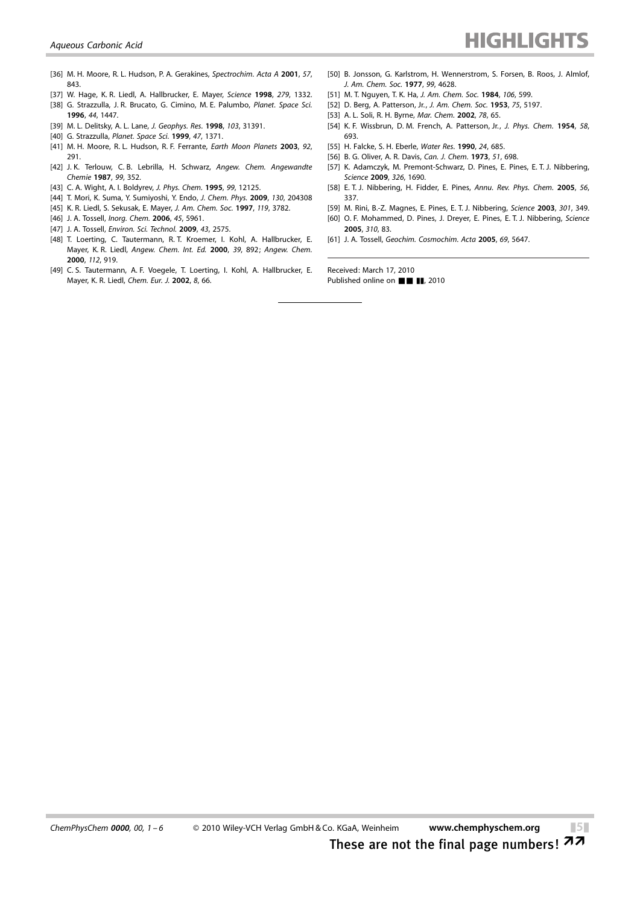[36] M. H. Moore, R. L. Hudson, P. A. Gerakines, *Spectrochim. Acta A* **2001**, *57*, 843.

[37] W. Hage, K. R. Liedl, A. Hallbrucker, E. Mayer, *Science* **1998**, *279*, 1332.

[38] G. Strazzulla, J. R. Brucato, G. Cimino, M. E. Palumbo, *Planet. Space Sci.* **1996**, *44*, 1447.

[39] M. L. Delitsky, A. L. Lane, *J. Geophys. Res.* **1998**, *103*, 31391.

[40] G. Strazzulla, *Planet. Space Sci.* **1999**, *47*, 1371.

[41] M. H. Moore, R. L. Hudson, R. F. Ferrante, *Earth Moon Planets* **2003**, *92*, 291.

[42] J. K. Terlouw, C. B. Lebrilla, H. Schwarz, *Angew. Chem. Angewandte Chemie* **1987**, *99*, 352.

[43] C. A. Wight, A. I. Boldyrev, *J. Phys. Chem.* **1995**, *99*, 12125.

[44] T. Mori, K. Suma, Y. Sumiyoshi, Y. Endo, *J. Chem. Phys.* **2009**, *130*, 204308

[45] K. R. Liedl, S. Sekusak, E. Mayer, *J. Am. Chem. Soc.* **1997**, *119*, 3782.

[46] J. A. Tossell, *Inorg. Chem.* **2006**, *45*, 5961.

[47] J. A. Tossell, *Environ. Sci. Technol.* **2009**, *43*, 2575.

[48] T. Loerting, C. Tautermann, R. T. Kroemer, I. Kohl, A. Hallbrucker, E. Mayer, K. R. Liedl, *Angew. Chem. Int. Ed.* **2000**, *39*, 892; *Angew. Chem.* **2000**, *112*, 919.

[49] C. S. Tautermann, A. F. Voegele, T. Loerting, I. Kohl, A. Hallbrucker, E. Mayer, K. R. Liedl, *Chem. Eur. J.* **2002**, *8*, 66.

[50] B. Jonsson, G. Karlstrom, H. Wennerstrom, S. Forsen, B. Roos, J. Almlof, *J. Am. Chem. Soc.* **1977**, *99*, 4628.

[51] M. T. Nguyen, T. K. Ha, *J. Am. Chem. Soc.* **1984**, *106*, 599.

[52] D. Berg, A. Patterson, Jr., *J. Am. Chem. Soc.* **1953**, *75*, 5197.

[53] A. L. Soli, R. H. Byrne, *Mar. Chem.* **2002**, *78*, 65.

[54] K. F. Wissbrun, D. M. French, A. Patterson, Jr., *J. Phys. Chem.* **1954**, *58*, 693.

[55] H. Falcke, S. H. Eberle, *Water Res.* **1990**, *24*, 685.

[56] B. G. Oliver, A. R. Davis, *Can. J. Chem.* **1973**, *51*, 698.

[57] K. Adamczyk, M. Premont-Schwarz, D. Pines, E. Pines, E. T. J. Nibbering, *Science* **2009**, *326*, 1690.

[58] E. T. J. Nibbering, H. Fidder, E. Pines, *Annu. Rev. Phys. Chem.* **2005**, *56*, 337.

[59] M. Rini, B.-Z. Magnes, E. Pines, E. T. J. Nibbering, *Science* **2003**, *301*, 349.

[60] O. F. Mohammed, D. Pines, J. Dreyer, E. Pines, E. T. J. Nibbering, *Science* **2005**, *310*, 83.

[61] J. A. Tossell, *Geochim. Cosmochim. Acta* **2005**, *69*, 5647.

Received: March 17, 2010
Published online on ■■ ■■, 2010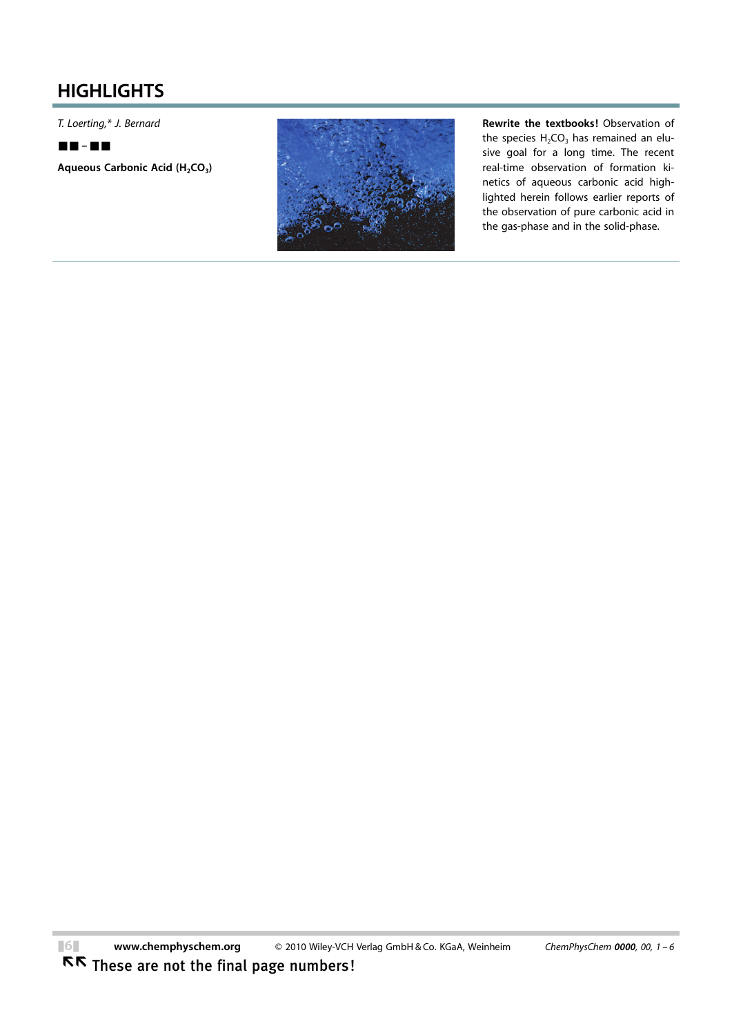# HIGHLIGHTS

*T. Loerting,\* J. Bernard*

■■–■■

**Aqueous Carbonic Acid ($H_2CO_3$)**

**Rewrite the textbooks!** Observation of the species $H_2CO_3$ has remained an elusive goal for a long time. The recent real-time observation of formation kinetics of aqueous carbonic acid highlighted herein follows earlier reports of the observation of pure carbonic acid in the gas-phase and in the solid-phase.